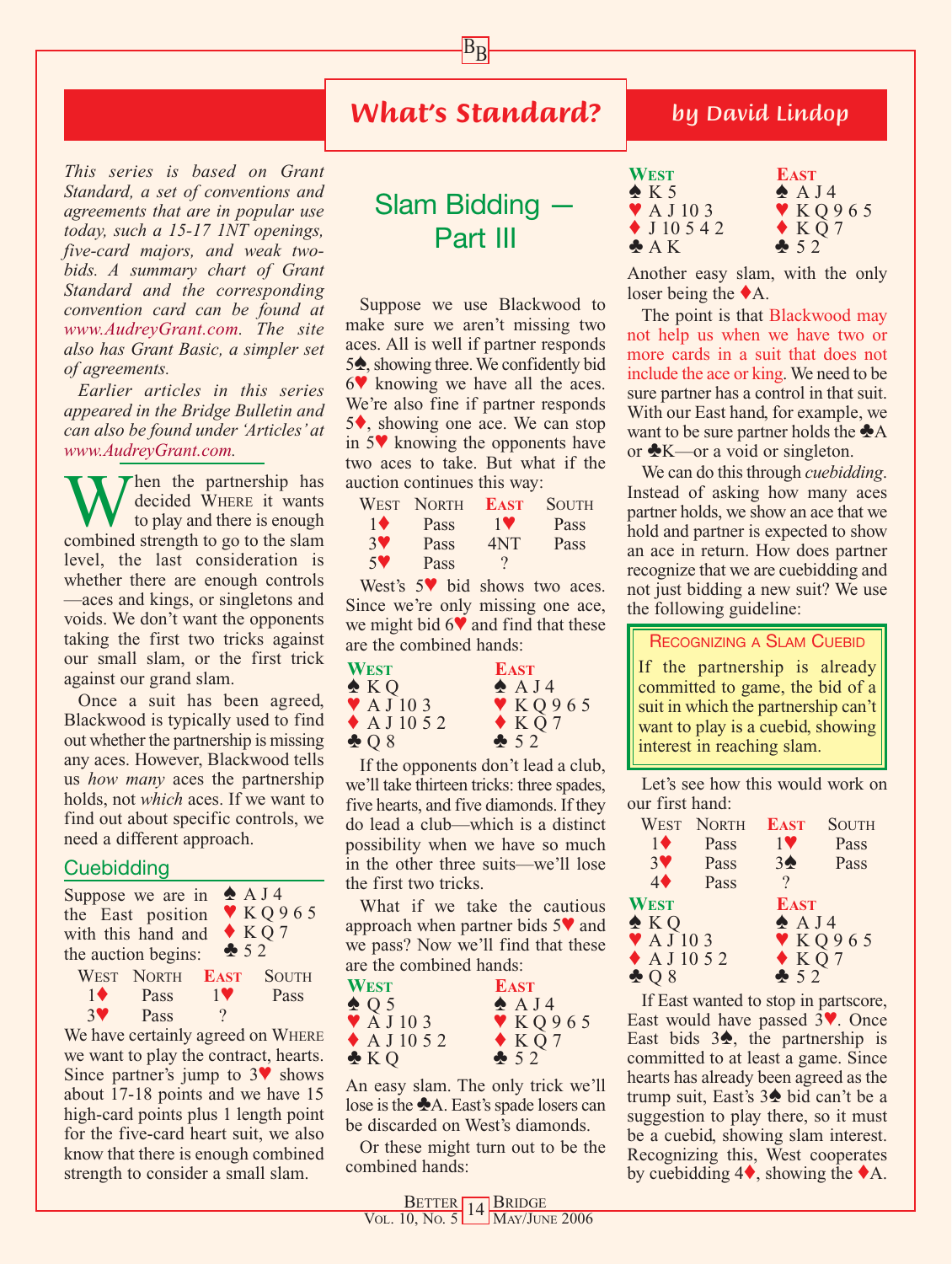# What's Standard?

*by David Lindop*

*This series is based on Grant Standard, a set of conventions and agreements that are in popular use today, such a 15-17 1NT openings, five-card majors, and weak two-bids. A summary chart of Grant Standard and the corresponding convention card can be found at www.AudreyGrant.com. The site also has Grant Basic, a simpler set of agreements.*

*Earlier articles in this series appeared in the Bridge Bulletin and can also be found under 'Articles' at www.AudreyGrant.com.*

When the partnership has decided WHERE it wants to play and there is enough combined strength to go to the slam level, the last consideration is whether there are enough controls—aces and kings, or singletons and voids. We don't want the opponents taking the first two tricks against our small slam, or the first trick against our grand slam.

Once a suit has been agreed, Blackwood is typically used to find out whether the partnership is missing any aces. However, Blackwood tells us *how many* aces the partnership holds, not *which* aces. If we want to find out about specific controls, we need a different approach.

## Cuebidding

Suppose we are in the East position with this hand and the auction begins:

♠ A J 4
♥ K Q 9 6 5
♦ K Q 7
♣ 5 2

| WEST | NORTH | EAST | SOUTH |
|---|---|---|---|
| 1♦ | Pass | 1♥ | Pass |
| 3♥ | Pass | ? | |

We have certainly agreed on WHERE we want to play the contract, hearts. Since partner's jump to 3♥ shows about 17-18 points and we have 15 high-card points plus 1 length point for the five-card heart suit, we also know that there is enough combined strength to consider a small slam.

## Slam Bidding — Part III

Suppose we use Blackwood to make sure we aren't missing two aces. All is well if partner responds 5♠, showing three. We confidently bid 6♥ knowing we have all the aces. We're also fine if partner responds 5♦, showing one ace. We can stop in 5♥ knowing the opponents have two aces to take. But what if the auction continues this way:

| WEST | NORTH | EAST | SOUTH |
|---|---|---|---|
| 1♦ | Pass | 1♥ | Pass |
| 3♥ | Pass | 4NT | Pass |
| 5♥ | Pass | ? | |

West's 5♥ bid shows two aces. Since we're only missing one ace, we might bid 6♥ and find that these are the combined hands:

| WEST | EAST |
|---|---|
| ♠ K Q | ♠ A J 4 |
| ♥ A J 10 3 | ♥ K Q 9 6 5 |
| ♦ A J 10 5 2 | ♦ K Q 7 |
| ♣ Q 8 | ♣ 5 2 |

If the opponents don't lead a club, we'll take thirteen tricks: three spades, five hearts, and five diamonds. If they do lead a club—which is a distinct possibility when we have so much in the other three suits—we'll lose the first two tricks.

What if we take the cautious approach when partner bids 5♥ and we pass? Now we'll find that these are the combined hands:

| WEST | EAST |
|---|---|
| ♠ Q 5 | ♠ A J 4 |
| ♥ A J 10 3 | ♥ K Q 9 6 5 |
| ♦ A J 10 5 2 | ♦ K Q 7 |
| ♣ K Q | ♣ 5 2 |

An easy slam. The only trick we'll lose is the ♣A. East's spade losers can be discarded on West's diamonds.

Or these might turn out to be the combined hands:

| WEST | EAST |
|---|---|
| ♠ K 5 | ♠ A J 4 |
| ♥ A J 10 3 | ♥ K Q 9 6 5 |
| ♦ J 10 5 4 2 | ♦ K Q 7 |
| ♣ A K | ♣ 5 2 |

Another easy slam, with the only loser being the ♦A.

The point is that Blackwood may not help us when we have two or more cards in a suit that does not include the ace or king. We need to be sure partner has a control in that suit. With our East hand, for example, we want to be sure partner holds the ♣A or ♣K—or a void or singleton.

We can do this through *cuebidding*. Instead of asking how many aces partner holds, we show an ace that we hold and partner is expected to show an ace in return. How does partner recognize that we are cuebidding and not just bidding a new suit? We use the following guideline:

> **RECOGNIZING A SLAM CUEBID**
>
> If the partnership is already committed to game, the bid of a suit in which the partnership can't want to play is a cuebid, showing interest in reaching slam.

Let's see how this would work on our first hand:

| WEST | NORTH | EAST | SOUTH |
|---|---|---|---|
| 1♦ | Pass | 1♥ | Pass |
| 3♥ | Pass | 3♠ | Pass |
| 4♦ | Pass | ? | |

| WEST | EAST |
|---|---|
| ♠ K Q | ♠ A J 4 |
| ♥ A J 10 3 | ♥ K Q 9 6 5 |
| ♦ A J 10 5 2 | ♦ K Q 7 |
| ♣ Q 8 | ♣ 5 2 |

If East wanted to stop in partscore, East would have passed 3♥. Once East bids 3♠, the partnership is committed to at least a game. Since hearts has already been agreed as the trump suit, East's 3♠ bid can't be a suggestion to play there, so it must be a cuebid, showing slam interest. Recognizing this, West cooperates by cuebidding 4♦, showing the ♦A.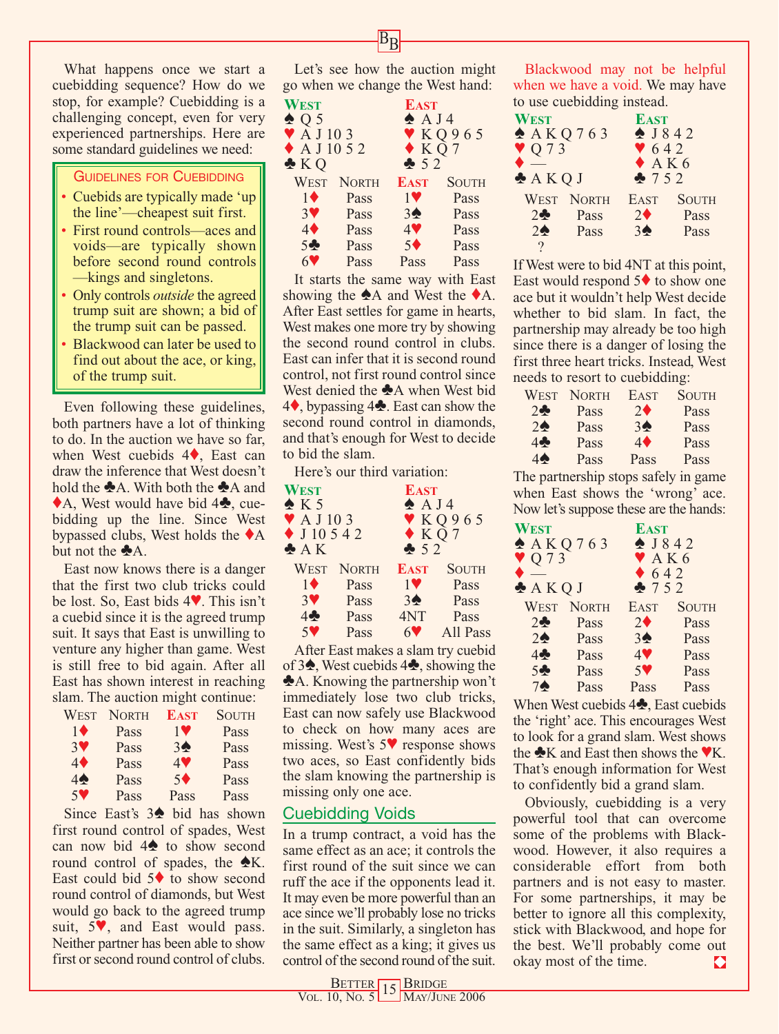What happens once we start a cuebidding sequence? How do we stop, for example? Cuebidding is a challenging concept, even for very experienced partnerships. Here are some standard guidelines we need:

> **Guidelines for Cuebidding**
>
> - Cuebids are typically made 'up the line'—cheapest suit first.
> - First round controls—aces and voids—are typically shown before second round controls—kings and singletons.
> - Only controls *outside* the agreed trump suit are shown; a bid of the agreed trump suit can be passed.
> - Blackwood can later be used to find out about the ace, or king, of the trump suit.

Even following these guidelines, both partners have a lot of thinking to do. In the auction we have so far, when West cuebids 4♦, East can draw the inference that West doesn't hold the ♣A. With both the ♣A and ♦A, West would have bid 4♣, cuebidding up the line. Since West bypassed clubs, West holds the ♦A but not the ♣A.

East now knows there is a danger that the first two club tricks could be lost. So, East bids 4♥. This isn't a cuebid since it is the agreed trump suit. It says that East is unwilling to venture any higher than game. West is still free to bid again. After all East has shown interest in reaching slam. The auction might continue:

| West | North | East | South |
|---|---|---|---|
| 1♦ | Pass | 1♥ | Pass |
| 3♥ | Pass | 3♠ | Pass |
| 4♦ | Pass | 4♥ | Pass |
| 4♠ | Pass | 5♦ | Pass |
| 5♥ | Pass | Pass | Pass |

Since East's 3♠ bid has shown first round control of spades, West can now bid 4♠ to show second round control of spades, the ♠K. East could bid 5♦ to show second round control of diamonds, but West would go back to the agreed trump suit, 5♥, and East would pass. Neither partner has been able to show first or second round control of clubs.

Let's see how the auction might go when we change the West hand:

| West | East |
|---|---|
| ♠ Q 5 | ♠ A J 4 |
| ♥ A J 10 3 | ♥ K Q 9 6 5 |
| ♦ A J 10 5 2 | ♦ K Q 7 |
| ♣ K Q | ♣ 5 2 |

| West | North | East | South |
|---|---|---|---|
| 1♦ | Pass | 1♥ | Pass |
| 3♥ | Pass | 3♠ | Pass |
| 4♦ | Pass | 4♥ | Pass |
| 5♣ | Pass | 5♦ | Pass |
| 6♥ | Pass | Pass | Pass |

It starts the same way with East showing the ♠A and West the ♦A. After East settles for game in hearts, West makes one more try by showing the second round control in clubs. East can infer that it is second round control, not first round control since West denied the ♣A when West bid 4♦, bypassing 4♣. East can show the second round control in diamonds, and that's enough for West to decide to bid the slam.

Here's our third variation:

| West | East |
|---|---|
| ♠ K 5 | ♠ A J 4 |
| ♥ A J 10 3 | ♥ K Q 9 6 5 |
| ♦ J 10 5 4 2 | ♦ K Q 7 |
| ♣ A K | ♣ 5 2 |

| West | North | East | South |
|---|---|---|---|
| 1♦ | Pass | 1♥ | Pass |
| 3♥ | Pass | 3♠ | Pass |
| 4♣ | Pass | 4NT | Pass |
| 5♥ | Pass | 6♥ | All Pass |

After East makes a slam try cuebid of 3♠, West cuebids 4♣, showing the ♣A. Knowing the partnership won't immediately lose two club tricks, East can now safely use Blackwood to check on how many aces are missing. West's 5♥ response shows two aces, so East confidently bids the slam knowing the partnership is missing only one ace.

## Cuebidding Voids

In a trump contract, a void has the same effect as an ace; it controls the first round of the suit since we can ruff the ace if the opponents lead it. It may even be more powerful than an ace since we'll probably lose no tricks in the suit. Similarly, a singleton has the same effect as a king; it gives us control of the second round of the suit.

Blackwood may not be helpful when we have a void. We may have to use cuebidding instead.

| West | East |
|---|---|
| ♠ A K Q 7 6 3 | ♠ J 8 4 2 |
| ♥ Q 7 3 | ♥ 6 4 2 |
| ♦ — | ♦ A K 6 |
| ♣ A K Q J | ♣ 7 5 2 |

| West | North | East | South |
|---|---|---|---|
| 2♣ | Pass | 2♦ | Pass |
| 2♠ | Pass | 3♠ | Pass |
| ? | | | |

If West were to bid 4NT at this point, East would respond 5♦ to show one ace but it wouldn't help West decide whether to bid slam. In fact, the partnership may already be too high since there is a danger of losing the first three heart tricks. Instead, West needs to resort to cuebidding:

| West | North | East | South |
|---|---|---|---|
| 2♣ | Pass | 2♦ | Pass |
| 2♠ | Pass | 3♠ | Pass |
| 4♣ | Pass | 4♦ | Pass |
| 4♠ | Pass | Pass | Pass |

The partnership stops safely in game when East shows the 'wrong' ace. Now let's suppose these are the hands:

| West | East |
|---|---|
| ♠ A K Q 7 6 3 | ♠ J 8 4 2 |
| ♥ Q 7 3 | ♥ A K 6 |
| ♦ — | ♦ 6 4 2 |
| ♣ A K Q J | ♣ 7 5 2 |

| West | North | East | South |
|---|---|---|---|
| 2♣ | Pass | 2♦ | Pass |
| 2♠ | Pass | 3♠ | Pass |
| 4♣ | Pass | 4♥ | Pass |
| 5♣ | Pass | 5♥ | Pass |
| 7♠ | Pass | Pass | Pass |

When West cuebids 4♣, East cuebids the 'right' ace. This encourages West to look for a grand slam. West shows the ♣K and East then shows the ♥K. That's enough information for West to confidently bid a grand slam.

Obviously, cuebidding is a very powerful tool that can overcome some of the problems with Blackwood. However, it also requires a considerable effort from both partners and is not easy to master. For some partnerships, it may be better to ignore all this complexity, stick with Blackwood, and hope for the best. We'll probably come out okay most of the time.